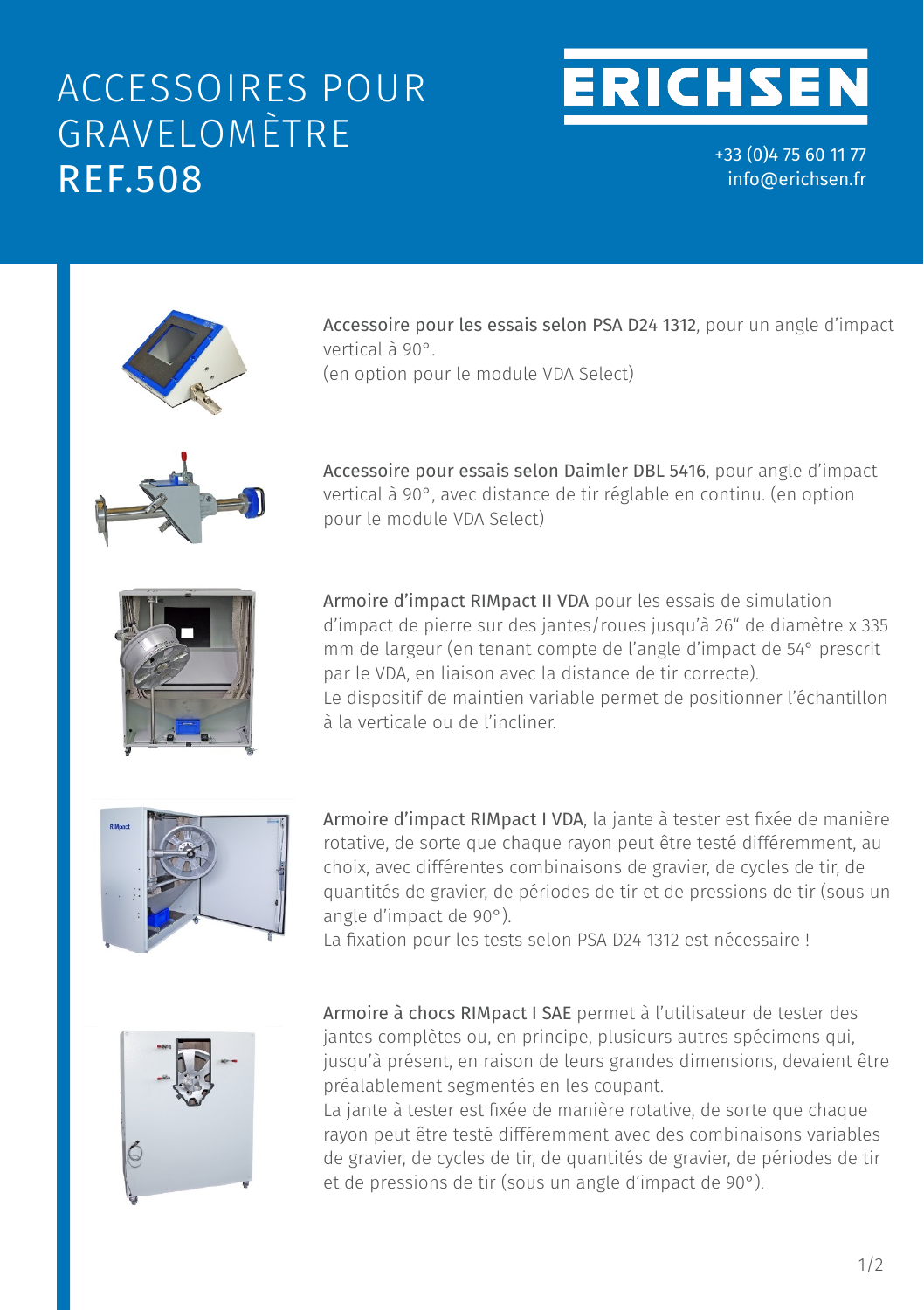# ACCESSOIRES POUR GRAVELOMÈTRE REF.508

**ERICHSEN**

+33 (0)4 75 60 11 77
info@erichsen.fr

Accessoire pour les essais selon PSA D24 1312, pour un angle d'impact vertical à 90°.
(en option pour le module VDA Select)

Accessoire pour essais selon Daimler DBL 5416, pour angle d'impact vertical à 90°, avec distance de tir réglable en continu. (en option pour le module VDA Select)

Armoire d'impact RIMpact II VDA pour les essais de simulation d'impact de pierre sur des jantes/roues jusqu'à 26" de diamètre x 335 mm de largeur (en tenant compte de l'angle d'impact de 54° prescrit par le VDA, en liaison avec la distance de tir correcte).
Le dispositif de maintien variable permet de positionner l'échantillon à la verticale ou de l'incliner.

Armoire d'impact RIMpact I VDA, la jante à tester est fixée de manière rotative, de sorte que chaque rayon peut être testé différemment, au choix, avec différentes combinaisons de gravier, de cycles de tir, de quantités de gravier, de périodes de tir et de pressions de tir (sous un angle d'impact de 90°).
La fixation pour les tests selon PSA D24 1312 est nécessaire !

Armoire à chocs RIMpact I SAE permet à l'utilisateur de tester des jantes complètes ou, en principe, plusieurs autres spécimens qui, jusqu'à présent, en raison de leurs grandes dimensions, devaient être préalablement segmentés en les coupant.
La jante à tester est fixée de manière rotative, de sorte que chaque rayon peut être testé différemment avec des combinaisons variables de gravier, de cycles de tir, de quantités de gravier, de périodes de tir et de pressions de tir (sous un angle d'impact de 90°).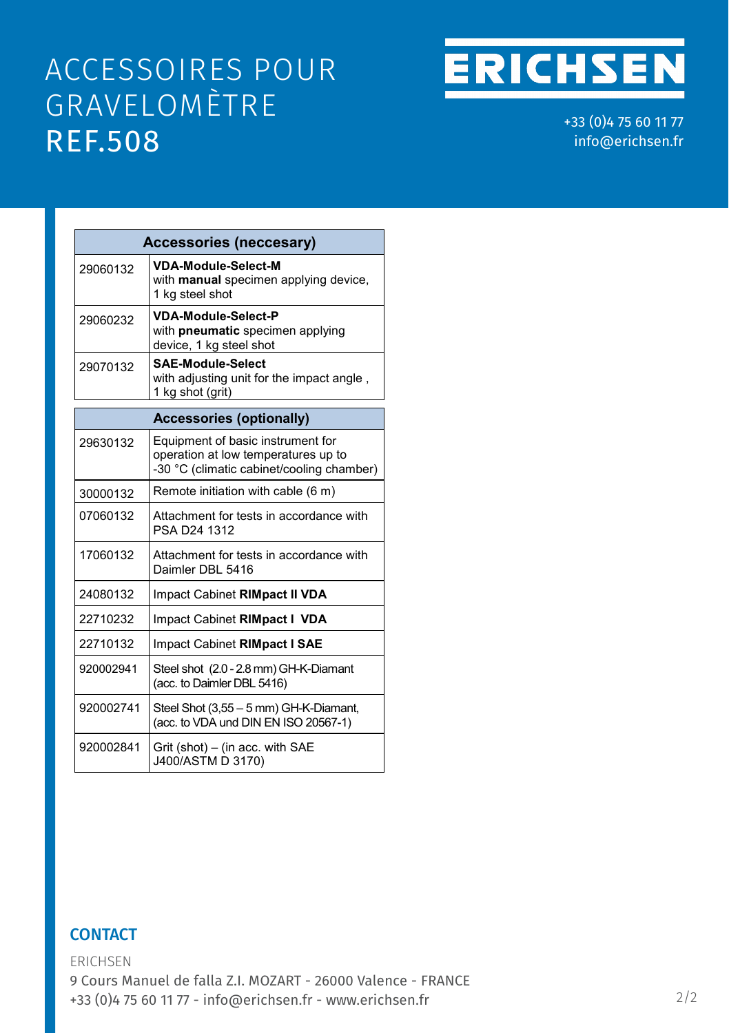# ACCESSOIRES POUR GRAVELOMÈTRE REF.508

**ERICHSEN**

+33 (0)4 75 60 11 77
info@erichsen.fr

| Accessories (neccesary) | |
|---|---|
| 29060132 | **VDA-Module-Select-M** with **manual** specimen applying device, 1 kg steel shot |
| 29060232 | **VDA-Module-Select-P** with **pneumatic** specimen applying device, 1 kg steel shot |
| 29070132 | **SAE-Module-Select** with adjusting unit for the impact angle , 1 kg shot (grit) |

| Accessories (optionally) | |
|---|---|
| 29630132 | Equipment of basic instrument for operation at low temperatures up to -30 °C (climatic cabinet/cooling chamber) |
| 30000132 | Remote initiation with cable (6 m) |
| 07060132 | Attachment for tests in accordance with PSA D24 1312 |
| 17060132 | Attachment for tests in accordance with Daimler DBL 5416 |
| 24080132 | Impact Cabinet **RIMpact II VDA** |
| 22710232 | Impact Cabinet **RIMpact I VDA** |
| 22710132 | Impact Cabinet **RIMpact I SAE** |
| 920002941 | Steel shot (2.0 - 2.8 mm) GH-K-Diamant (acc. to Daimler DBL 5416) |
| 920002741 | Steel Shot (3,55 – 5 mm) GH-K-Diamant, (acc. to VDA und DIN EN ISO 20567-1) |
| 920002841 | Grit (shot) – (in acc. with SAE J400/ASTM D 3170) |

## CONTACT

ERICHSEN
9 Cours Manuel de falla Z.I. MOZART - 26000 Valence - FRANCE
+33 (0)4 75 60 11 77 - info@erichsen.fr - www.erichsen.fr